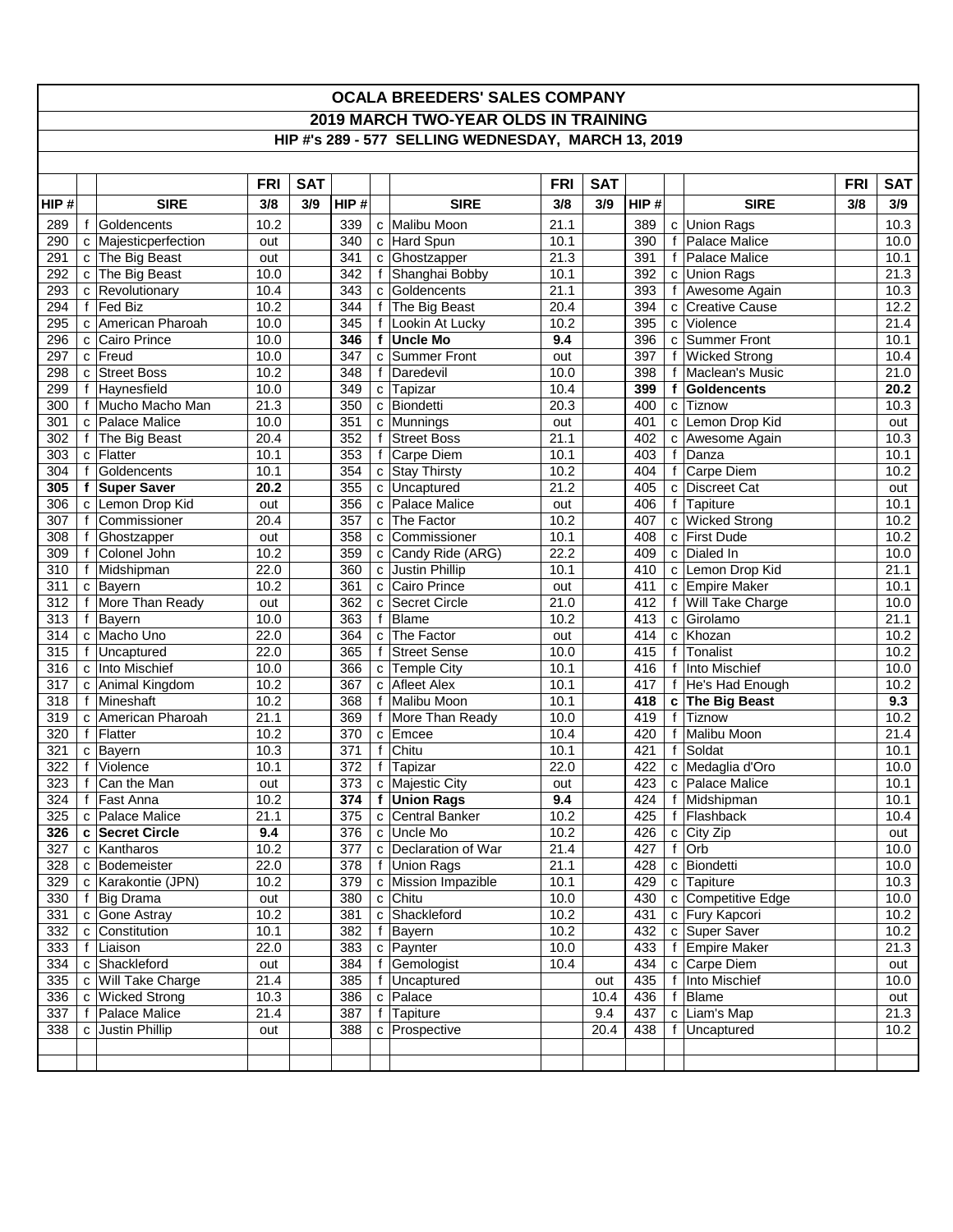# OCALA BREEDERS' SALES COMPANY

## 2019 MARCH TWO-YEAR OLDS IN TRAINING

### HIP #'s 289 - 577 SELLING WEDNESDAY, MARCH 13, 2019

| HIP # | | SIRE | FRI 3/8 | SAT 3/9 | HIP # | | SIRE | FRI 3/8 | SAT 3/9 | HIP # | | SIRE | FRI 3/8 | SAT 3/9 |
|---|---|---|---|---|---|---|---|---|---|---|---|---|---|---|
| 289 | f | Goldencents | 10.2 | | 339 | c | Malibu Moon | 21.1 | | 389 | c | Union Rags | | 10.3 |
| 290 | c | Majesticperfection | out | | 340 | c | Hard Spun | 10.1 | | 390 | f | Palace Malice | | 10.0 |
| 291 | c | The Big Beast | out | | 341 | c | Ghostzapper | 21.3 | | 391 | f | Palace Malice | | 10.1 |
| 292 | c | The Big Beast | 10.0 | | 342 | f | Shanghai Bobby | 10.1 | | 392 | c | Union Rags | | 21.3 |
| 293 | c | Revolutionary | 10.4 | | 343 | c | Goldencents | 21.1 | | 393 | f | Awesome Again | | 10.3 |
| 294 | f | Fed Biz | 10.2 | | 344 | f | The Big Beast | 20.4 | | 394 | c | Creative Cause | | 12.2 |
| 295 | c | American Pharoah | 10.0 | | 345 | f | Lookin At Lucky | 10.2 | | 395 | c | Violence | | 21.4 |
| 296 | c | Cairo Prince | 10.0 | | **346** | **f** | **Uncle Mo** | **9.4** | | 396 | c | Summer Front | | 10.1 |
| 297 | c | Freud | 10.0 | | 347 | c | Summer Front | out | | 397 | f | Wicked Strong | | 10.4 |
| 298 | c | Street Boss | 10.2 | | 348 | f | Daredevil | 10.0 | | 398 | f | Maclean's Music | | 21.0 |
| 299 | f | Haynesfield | 10.0 | | 349 | c | Tapizar | 10.4 | | **399** | **f** | **Goldencents** | | **20.2** |
| 300 | f | Mucho Macho Man | 21.3 | | 350 | c | Biondetti | 20.3 | | 400 | c | Tiznow | | 10.3 |
| 301 | c | Palace Malice | 10.0 | | 351 | c | Munnings | out | | 401 | c | Lemon Drop Kid | | out |
| 302 | f | The Big Beast | 20.4 | | 352 | f | Street Boss | 21.1 | | 402 | c | Awesome Again | | 10.3 |
| 303 | c | Flatter | 10.1 | | 353 | f | Carpe Diem | 10.1 | | 403 | f | Danza | | 10.1 |
| 304 | f | Goldencents | 10.1 | | 354 | c | Stay Thirsty | 10.2 | | 404 | f | Carpe Diem | | 10.2 |
| **305** | **f** | **Super Saver** | **20.2** | | 355 | c | Uncaptured | 21.2 | | 405 | c | Discreet Cat | | out |
| 306 | c | Lemon Drop Kid | out | | 356 | c | Palace Malice | out | | 406 | f | Tapiture | | 10.1 |
| 307 | f | Commissioner | 20.4 | | 357 | c | The Factor | 10.2 | | 407 | c | Wicked Strong | | 10.2 |
| 308 | f | Ghostzapper | out | | 358 | c | Commissioner | 10.1 | | 408 | c | First Dude | | 10.2 |
| 309 | f | Colonel John | 10.2 | | 359 | c | Candy Ride (ARG) | 22.2 | | 409 | c | Dialed In | | 10.0 |
| 310 | f | Midshipman | 22.0 | | 360 | c | Justin Phillip | 10.1 | | 410 | c | Lemon Drop Kid | | 21.1 |
| 311 | c | Bayern | 10.2 | | 361 | c | Cairo Prince | out | | 411 | c | Empire Maker | | 10.1 |
| 312 | f | More Than Ready | out | | 362 | c | Secret Circle | 21.0 | | 412 | f | Will Take Charge | | 10.0 |
| 313 | f | Bayern | 10.0 | | 363 | f | Blame | 10.2 | | 413 | c | Girolamo | | 21.1 |
| 314 | c | Macho Uno | 22.0 | | 364 | c | The Factor | out | | 414 | c | Khozan | | 10.2 |
| 315 | f | Uncaptured | 22.0 | | 365 | f | Street Sense | 10.0 | | 415 | f | Tonalist | | 10.2 |
| 316 | c | Into Mischief | 10.0 | | 366 | c | Temple City | 10.1 | | 416 | f | Into Mischief | | 10.0 |
| 317 | c | Animal Kingdom | 10.2 | | 367 | c | Afleet Alex | 10.1 | | 417 | f | He's Had Enough | | 10.2 |
| 318 | f | Mineshaft | 10.2 | | 368 | f | Malibu Moon | 10.1 | | **418** | **c** | **The Big Beast** | | **9.3** |
| 319 | c | American Pharoah | 21.1 | | 369 | f | More Than Ready | 10.0 | | 419 | f | Tiznow | | 10.2 |
| 320 | f | Flatter | 10.2 | | 370 | c | Emcee | 10.4 | | 420 | f | Malibu Moon | | 21.4 |
| 321 | c | Bayern | 10.3 | | 371 | f | Chitu | 10.1 | | 421 | f | Soldat | | 10.1 |
| 322 | f | Violence | 10.1 | | 372 | f | Tapizar | 22.0 | | 422 | c | Medaglia d'Oro | | 10.0 |
| 323 | f | Can the Man | out | | 373 | c | Majestic City | out | | 423 | c | Palace Malice | | 10.1 |
| 324 | f | Fast Anna | 10.2 | | **374** | **f** | **Union Rags** | **9.4** | | 424 | f | Midshipman | | 10.1 |
| 325 | c | Palace Malice | 21.1 | | 375 | c | Central Banker | 10.2 | | 425 | f | Flashback | | 10.4 |
| **326** | **c** | **Secret Circle** | **9.4** | | 376 | c | Uncle Mo | 10.2 | | 426 | c | City Zip | | out |
| 327 | c | Kantharos | 10.2 | | 377 | c | Declaration of War | 21.4 | | 427 | f | Orb | | 10.0 |
| 328 | c | Bodemeister | 22.0 | | 378 | f | Union Rags | 21.1 | | 428 | c | Biondetti | | 10.0 |
| 329 | c | Karakontie (JPN) | 10.2 | | 379 | c | Mission Impazible | 10.1 | | 429 | c | Tapiture | | 10.3 |
| 330 | f | Big Drama | out | | 380 | c | Chitu | 10.0 | | 430 | c | Competitive Edge | | 10.0 |
| 331 | c | Gone Astray | 10.2 | | 381 | c | Shackleford | 10.2 | | 431 | c | Fury Kapcori | | 10.2 |
| 332 | c | Constitution | 10.1 | | 382 | f | Bayern | 10.2 | | 432 | c | Super Saver | | 10.2 |
| 333 | f | Liaison | 22.0 | | 383 | c | Paynter | 10.0 | | 433 | f | Empire Maker | | 21.3 |
| 334 | c | Shackleford | out | | 384 | f | Gemologist | 10.4 | | 434 | c | Carpe Diem | | out |
| 335 | c | Will Take Charge | 21.4 | | 385 | f | Uncaptured | | out | 435 | f | Into Mischief | | 10.0 |
| 336 | c | Wicked Strong | 10.3 | | 386 | c | Palace | | 10.4 | 436 | f | Blame | | out |
| 337 | f | Palace Malice | 21.4 | | 387 | f | Tapiture | | 9.4 | 437 | c | Liam's Map | | 21.3 |
| 338 | c | Justin Phillip | out | | 388 | c | Prospective | | 20.4 | 438 | f | Uncaptured | | 10.2 |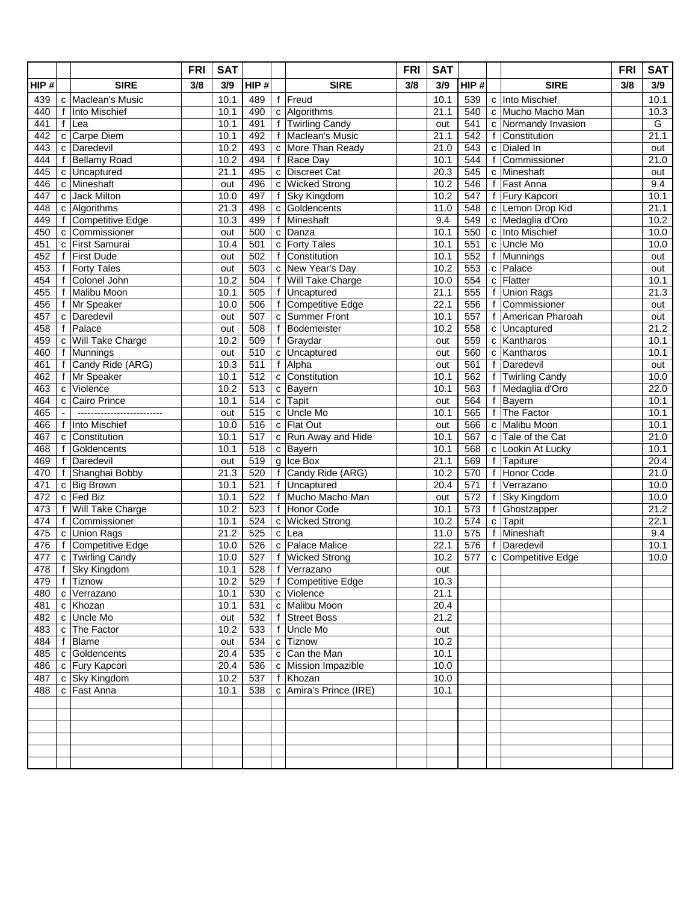| | | | FRI | SAT | | | | FRI | SAT | | | | FRI | SAT |
|---|---|---|---|---|---|---|---|---|---|---|---|---|---|---|
| HIP # | | SIRE | 3/8 | 3/9 | HIP # | | SIRE | 3/8 | 3/9 | HIP # | | SIRE | 3/8 | 3/9 |
| 439 | c | Maclean's Music | | 10.1 | 489 | f | Freud | | 10.1 | 539 | c | Into Mischief | | 10.1 |
| 440 | f | Into Mischief | | 10.1 | 490 | c | Algorithms | | 21.1 | 540 | c | Mucho Macho Man | | 10.3 |
| 441 | f | Lea | | 10.1 | 491 | f | Twirling Candy | | out | 541 | c | Normandy Invasion | | G |
| 442 | c | Carpe Diem | | 10.1 | 492 | f | Maclean's Music | | 21.1 | 542 | f | Constitution | | 21.1 |
| 443 | c | Daredevil | | 10.2 | 493 | c | More Than Ready | | 21.0 | 543 | c | Dialed In | | out |
| 444 | f | Bellamy Road | | 10.2 | 494 | f | Race Day | | 10.1 | 544 | f | Commissioner | | 21.0 |
| 445 | c | Uncaptured | | 21.1 | 495 | c | Discreet Cat | | 20.3 | 545 | c | Mineshaft | | out |
| 446 | c | Mineshaft | | out | 496 | c | Wicked Strong | | 10.2 | 546 | f | Fast Anna | | 9.4 |
| 447 | c | Jack Milton | | 10.0 | 497 | f | Sky Kingdom | | 10.2 | 547 | f | Fury Kapcori | | 10.1 |
| 448 | c | Algorithms | | 21.3 | 498 | c | Goldencents | | 11.0 | 548 | c | Lemon Drop Kid | | 21.1 |
| 449 | f | Competitive Edge | | 10.3 | 499 | f | Mineshaft | | 9.4 | 549 | c | Medaglia d'Oro | | 10.2 |
| 450 | c | Commissioner | | out | 500 | c | Danza | | 10.1 | 550 | c | Into Mischief | | 10.0 |
| 451 | c | First Samurai | | 10.4 | 501 | c | Forty Tales | | 10.1 | 551 | c | Uncle Mo | | 10.0 |
| 452 | f | First Dude | | out | 502 | f | Constitution | | 10.1 | 552 | f | Munnings | | out |
| 453 | f | Forty Tales | | out | 503 | c | New Year's Day | | 10.2 | 553 | c | Palace | | out |
| 454 | f | Colonel John | | 10.2 | 504 | f | Will Take Charge | | 10.0 | 554 | c | Flatter | | 10.1 |
| 455 | f | Malibu Moon | | 10.1 | 505 | f | Uncaptured | | 21.1 | 555 | f | Union Rags | | 21.3 |
| 456 | f | Mr Speaker | | 10.0 | 506 | f | Competitive Edge | | 22.1 | 556 | f | Commissioner | | out |
| 457 | c | Daredevil | | out | 507 | c | Summer Front | | 10.1 | 557 | f | American Pharoah | | out |
| 458 | f | Palace | | out | 508 | f | Bodemeister | | 10.2 | 558 | c | Uncaptured | | 21.2 |
| 459 | c | Will Take Charge | | 10.2 | 509 | f | Graydar | | out | 559 | c | Kantharos | | 10.1 |
| 460 | f | Munnings | | out | 510 | c | Uncaptured | | out | 560 | c | Kantharos | | 10.1 |
| 461 | f | Candy Ride (ARG) | | 10.3 | 511 | f | Alpha | | out | 561 | f | Daredevil | | out |
| 462 | f | Mr Speaker | | 10.1 | 512 | c | Constitution | | 10.1 | 562 | f | Twirling Candy | | 10.0 |
| 463 | c | Violence | | 10.2 | 513 | c | Bayern | | 10.1 | 563 | f | Medaglia d'Oro | | 22.0 |
| 464 | c | Cairo Prince | | 10.1 | 514 | c | Tapit | | out | 564 | f | Bayern | | 10.1 |
| 465 | - | -------------------------- | | out | 515 | c | Uncle Mo | | 10.1 | 565 | f | The Factor | | 10.1 |
| 466 | f | Into Mischief | | 10.0 | 516 | c | Flat Out | | out | 566 | c | Malibu Moon | | 10.1 |
| 467 | c | Constitution | | 10.1 | 517 | c | Run Away and Hide | | 10.1 | 567 | c | Tale of the Cat | | 21.0 |
| 468 | f | Goldencents | | 10.1 | 518 | c | Bayern | | 10.1 | 568 | c | Lookin At Lucky | | 10.1 |
| 469 | f | Daredevil | | out | 519 | g | Ice Box | | 21.1 | 569 | f | Tapiture | | 20.4 |
| 470 | f | Shanghai Bobby | | 21.3 | 520 | f | Candy Ride (ARG) | | 10.2 | 570 | f | Honor Code | | 21.0 |
| 471 | c | Big Brown | | 10.1 | 521 | f | Uncaptured | | 20.4 | 571 | f | Verrazano | | 10.0 |
| 472 | c | Fed Biz | | 10.1 | 522 | f | Mucho Macho Man | | out | 572 | f | Sky Kingdom | | 10.0 |
| 473 | f | Will Take Charge | | 10.2 | 523 | f | Honor Code | | 10.1 | 573 | f | Ghostzapper | | 21.2 |
| 474 | f | Commissioner | | 10.1 | 524 | c | Wicked Strong | | 10.2 | 574 | c | Tapit | | 22.1 |
| 475 | c | Union Rags | | 21.2 | 525 | c | Lea | | 11.0 | 575 | f | Mineshaft | | 9.4 |
| 476 | f | Competitive Edge | | 10.0 | 526 | c | Palace Malice | | 22.1 | 576 | f | Daredevil | | 10.1 |
| 477 | c | Twirling Candy | | 10.0 | 527 | f | Wicked Strong | | 10.2 | 577 | c | Competitive Edge | | 10.0 |
| 478 | f | Sky Kingdom | | 10.1 | 528 | f | Verrazano | | out | | | | | |
| 479 | f | Tiznow | | 10.2 | 529 | f | Competitive Edge | | 10.3 | | | | | |
| 480 | c | Verrazano | | 10.1 | 530 | c | Violence | | 21.1 | | | | | |
| 481 | c | Khozan | | 10.1 | 531 | c | Malibu Moon | | 20.4 | | | | | |
| 482 | c | Uncle Mo | | out | 532 | f | Street Boss | | 21.2 | | | | | |
| 483 | c | The Factor | | 10.2 | 533 | f | Uncle Mo | | out | | | | | |
| 484 | f | Blame | | out | 534 | c | Tiznow | | 10.2 | | | | | |
| 485 | c | Goldencents | | 20.4 | 535 | c | Can the Man | | 10.1 | | | | | |
| 486 | c | Fury Kapcori | | 20.4 | 536 | c | Mission Impazible | | 10.0 | | | | | |
| 487 | c | Sky Kingdom | | 10.2 | 537 | f | Khozan | | 10.0 | | | | | |
| 488 | c | Fast Anna | | 10.1 | 538 | c | Amira's Prince (IRE) | | 10.1 | | | | | |